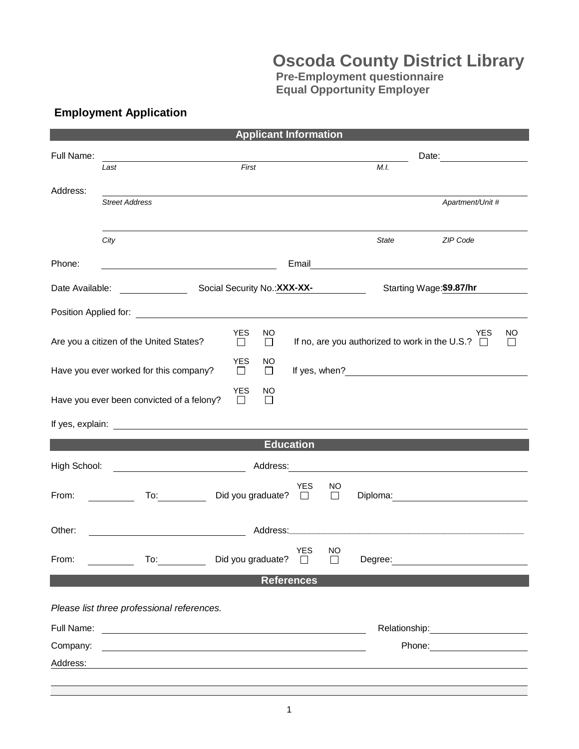# Oscoda County District Library

**Pre-Employment questionnaire**
**Equal Opportunity Employer**

## Employment Application

### Applicant Information

Full Name: ______________________________________ Date: ____________
*Last* *First* *M.I.*

Address: ____________________________________________________________
*Street Address* *Apartment/Unit #*

____________________________________________________________
*City* *State* *ZIP Code*

Phone: ______________________ Email ______________________________

Date Available: __________ Social Security No.: **XXX-XX-** ________ Starting Wage: **$9.87/hr**

Position Applied for: ______________________________________________

Are you a citizen of the United States? YES ☐ NO ☐ If no, are you authorized to work in the U.S.? YES ☐ NO ☐

Have you ever worked for this company? YES ☐ NO ☐ If yes, when? ______________________

Have you ever been convicted of a felony? YES ☐ NO ☐

If yes, explain: ____________________________________________________

### Education

High School: ____________________ Address: ______________________________

From: ________ To: ________ Did you graduate? YES ☐ NO ☐ Diploma: ____________________

Other: ____________________ Address: ______________________________

From: ________ To: ________ Did you graduate? YES ☐ NO ☐ Degree: ____________________

### References

*Please list three professional references.*

Full Name: ______________________________________ Relationship: ______________

Company: ______________________________________ Phone: ______________

Address: ____________________________________________________________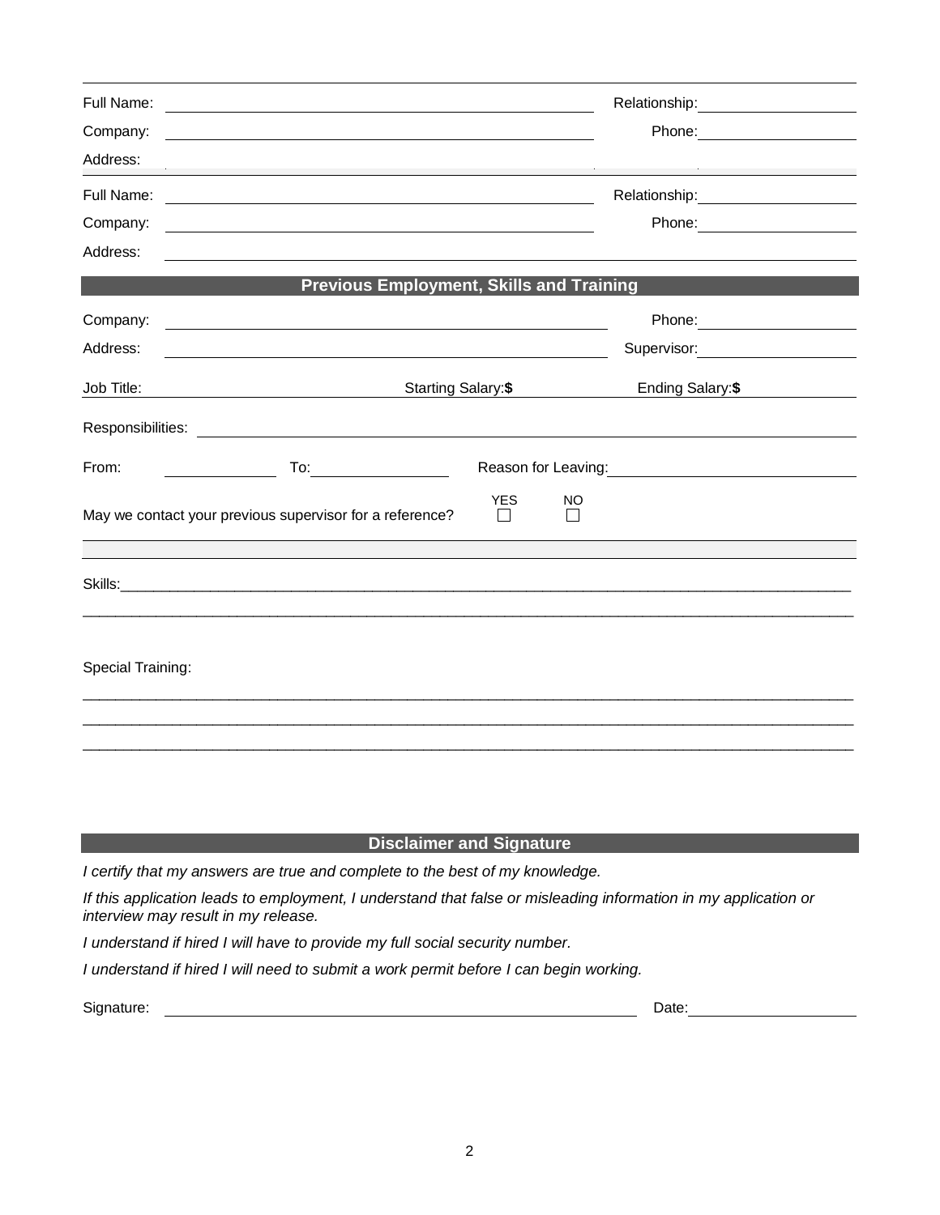Full Name: ______________________________ Relationship: ______________

Company: ______________________________ Phone: ______________

Address: ______________________________

Full Name: ______________________________ Relationship: ______________

Company: ______________________________ Phone: ______________

Address: ______________________________

## Previous Employment, Skills and Training

Company: ______________________________ Phone: ______________

Address: ______________________________ Supervisor: ______________

Job Title: ______________ Starting Salary:**$** ______________ Ending Salary:**$** ______________

Responsibilities: ______________________________

From: ______________ To: ______________ Reason for Leaving: ______________

May we contact your previous supervisor for a reference? YES ☐ NO ☐

Skills:______________________________________________________________________________

_____________________________________________________________________________________

Special Training:

_____________________________________________________________________________________

_____________________________________________________________________________________

_____________________________________________________________________________________

## Disclaimer and Signature

*I certify that my answers are true and complete to the best of my knowledge.*

*If this application leads to employment, I understand that false or misleading information in my application or interview may result in my release.*

*I understand if hired I will have to provide my full social security number.*

*I understand if hired I will need to submit a work permit before I can begin working.*

Signature: ______________________________ Date: ______________